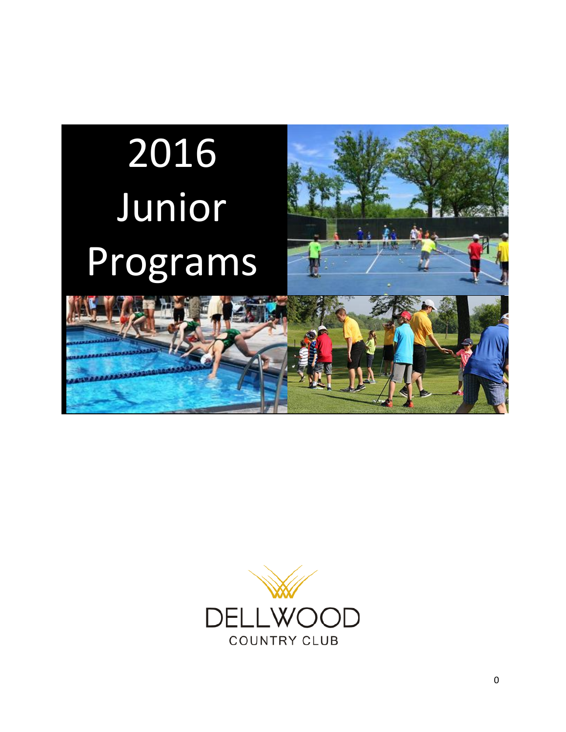# 2016 Junior Programs

DELLWOOD
COUNTRY CLUB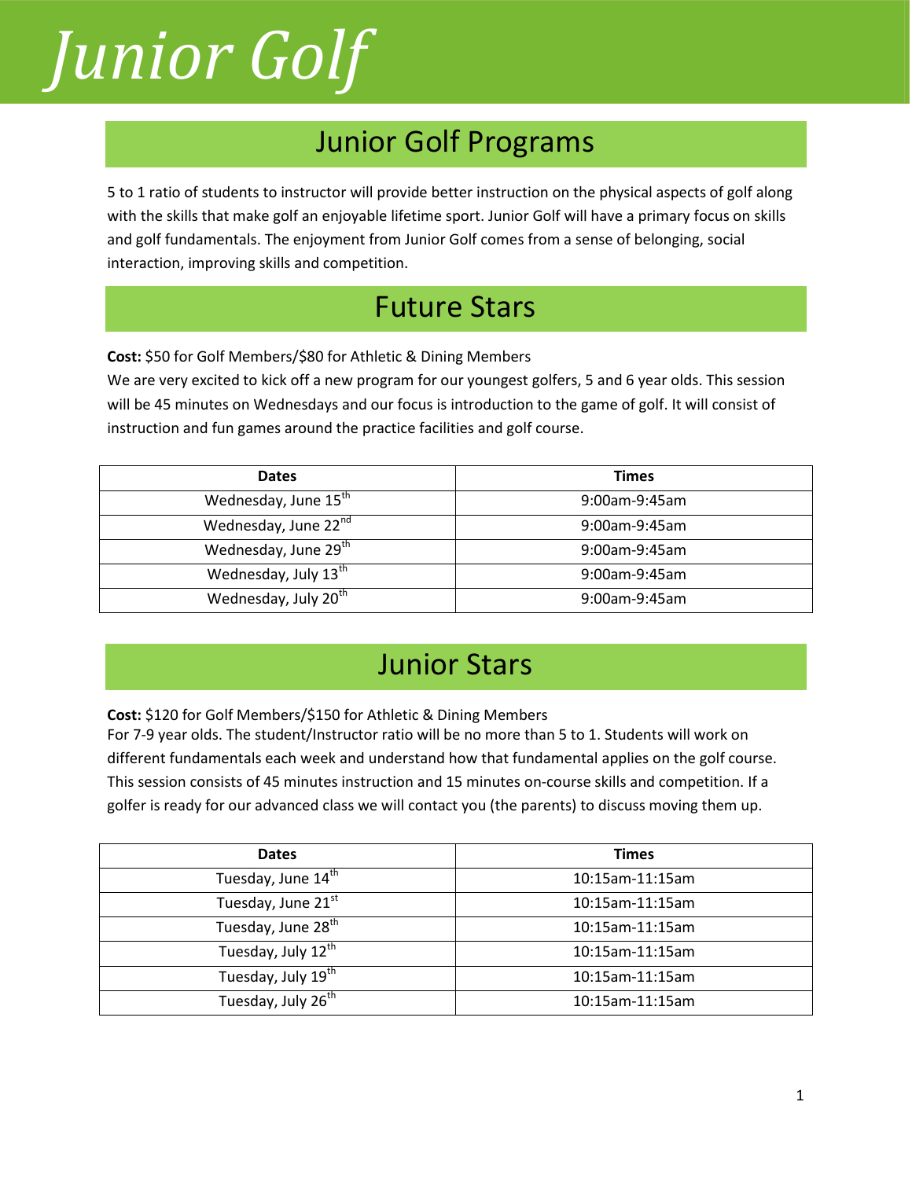# Junior Golf

## Junior Golf Programs

5 to 1 ratio of students to instructor will provide better instruction on the physical aspects of golf along with the skills that make golf an enjoyable lifetime sport. Junior Golf will have a primary focus on skills and golf fundamentals. The enjoyment from Junior Golf comes from a sense of belonging, social interaction, improving skills and competition.

## Future Stars

**Cost:** $50 for Golf Members/$80 for Athletic & Dining Members
We are very excited to kick off a new program for our youngest golfers, 5 and 6 year olds. This session will be 45 minutes on Wednesdays and our focus is introduction to the game of golf. It will consist of instruction and fun games around the practice facilities and golf course.

| Dates | Times |
|---|---|
| Wednesday, June 15th | 9:00am-9:45am |
| Wednesday, June 22nd | 9:00am-9:45am |
| Wednesday, June 29th | 9:00am-9:45am |
| Wednesday, July 13th | 9:00am-9:45am |
| Wednesday, July 20th | 9:00am-9:45am |

## Junior Stars

**Cost:** $120 for Golf Members/$150 for Athletic & Dining Members
For 7-9 year olds. The student/Instructor ratio will be no more than 5 to 1. Students will work on different fundamentals each week and understand how that fundamental applies on the golf course. This session consists of 45 minutes instruction and 15 minutes on-course skills and competition. If a golfer is ready for our advanced class we will contact you (the parents) to discuss moving them up.

| Dates | Times |
|---|---|
| Tuesday, June 14th | 10:15am-11:15am |
| Tuesday, June 21st | 10:15am-11:15am |
| Tuesday, June 28th | 10:15am-11:15am |
| Tuesday, July 12th | 10:15am-11:15am |
| Tuesday, July 19th | 10:15am-11:15am |
| Tuesday, July 26th | 10:15am-11:15am |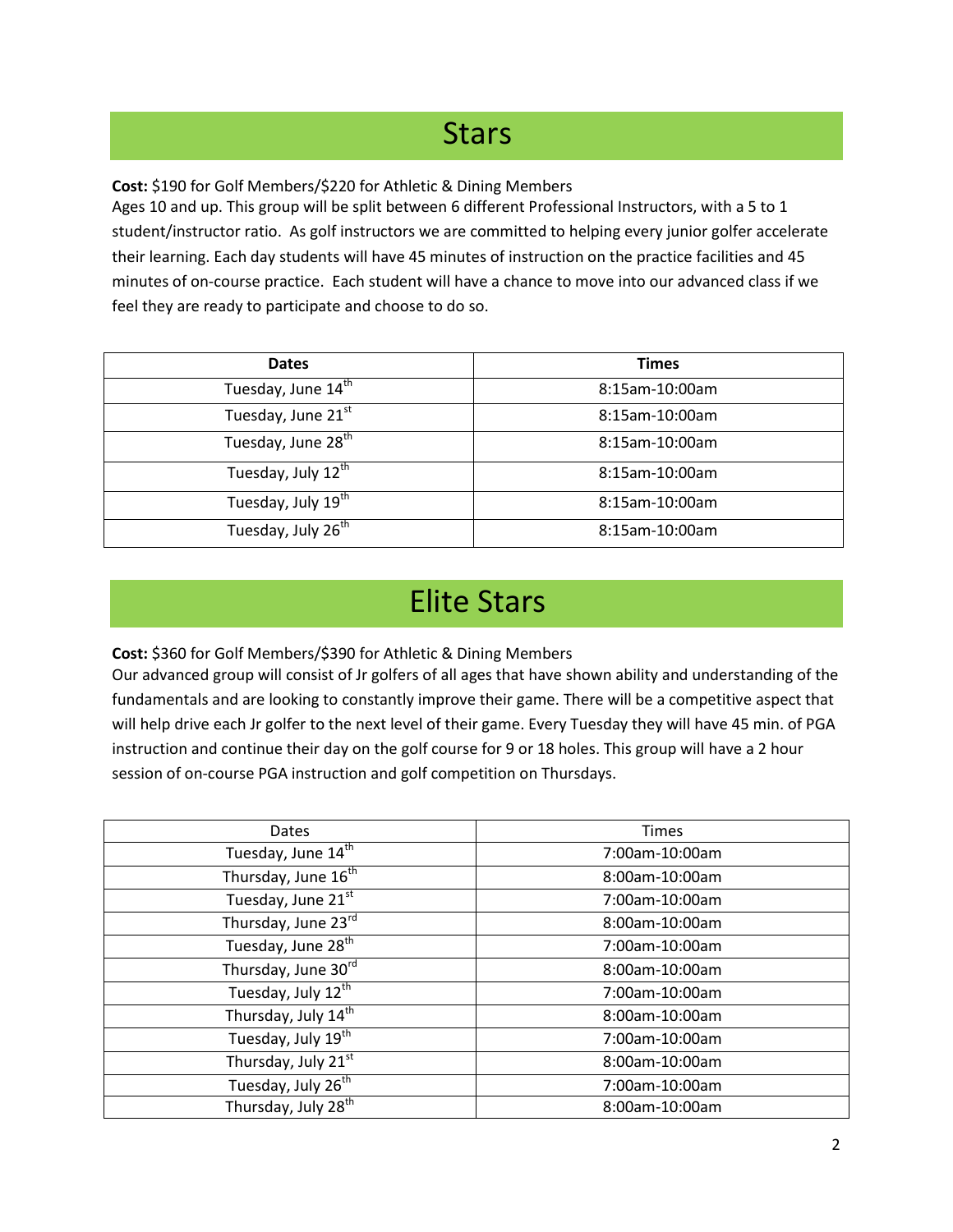# Stars

**Cost:** \$190 for Golf Members/\$220 for Athletic & Dining Members
Ages 10 and up. This group will be split between 6 different Professional Instructors, with a 5 to 1 student/instructor ratio. As golf instructors we are committed to helping every junior golfer accelerate their learning. Each day students will have 45 minutes of instruction on the practice facilities and 45 minutes of on-course practice. Each student will have a chance to move into our advanced class if we feel they are ready to participate and choose to do so.

| **Dates** | **Times** |
|---|---|
| Tuesday, June 14th | 8:15am-10:00am |
| Tuesday, June 21st | 8:15am-10:00am |
| Tuesday, June 28th | 8:15am-10:00am |
| Tuesday, July 12th | 8:15am-10:00am |
| Tuesday, July 19th | 8:15am-10:00am |
| Tuesday, July 26th | 8:15am-10:00am |

# Elite Stars

**Cost:** \$360 for Golf Members/\$390 for Athletic & Dining Members
Our advanced group will consist of Jr golfers of all ages that have shown ability and understanding of the fundamentals and are looking to constantly improve their game. There will be a competitive aspect that will help drive each Jr golfer to the next level of their game. Every Tuesday they will have 45 min. of PGA instruction and continue their day on the golf course for 9 or 18 holes. This group will have a 2 hour session of on-course PGA instruction and golf competition on Thursdays.

| Dates | Times |
|---|---|
| Tuesday, June 14th | 7:00am-10:00am |
| Thursday, June 16th | 8:00am-10:00am |
| Tuesday, June 21st | 7:00am-10:00am |
| Thursday, June 23rd | 8:00am-10:00am |
| Tuesday, June 28th | 7:00am-10:00am |
| Thursday, June 30rd | 8:00am-10:00am |
| Tuesday, July 12th | 7:00am-10:00am |
| Thursday, July 14th | 8:00am-10:00am |
| Tuesday, July 19th | 7:00am-10:00am |
| Thursday, July 21st | 8:00am-10:00am |
| Tuesday, July 26th | 7:00am-10:00am |
| Thursday, July 28th | 8:00am-10:00am |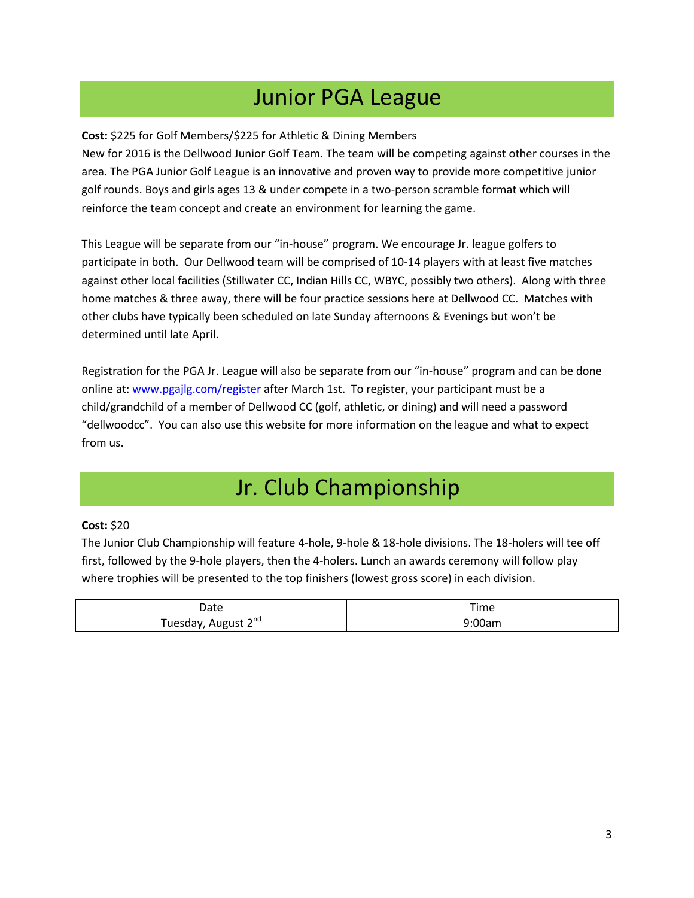# Junior PGA League

**Cost:** $225 for Golf Members/$225 for Athletic & Dining Members
New for 2016 is the Dellwood Junior Golf Team. The team will be competing against other courses in the area. The PGA Junior Golf League is an innovative and proven way to provide more competitive junior golf rounds. Boys and girls ages 13 & under compete in a two-person scramble format which will reinforce the team concept and create an environment for learning the game.

This League will be separate from our "in-house" program. We encourage Jr. league golfers to participate in both. Our Dellwood team will be comprised of 10-14 players with at least five matches against other local facilities (Stillwater CC, Indian Hills CC, WBYC, possibly two others). Along with three home matches & three away, there will be four practice sessions here at Dellwood CC. Matches with other clubs have typically been scheduled on late Sunday afternoons & Evenings but won't be determined until late April.

Registration for the PGA Jr. League will also be separate from our "in-house" program and can be done online at: www.pgajlg.com/register after March 1st. To register, your participant must be a child/grandchild of a member of Dellwood CC (golf, athletic, or dining) and will need a password "dellwoodcc". You can also use this website for more information on the league and what to expect from us.

# Jr. Club Championship

**Cost:** $20
The Junior Club Championship will feature 4-hole, 9-hole & 18-hole divisions. The 18-holers will tee off first, followed by the 9-hole players, then the 4-holers. Lunch an awards ceremony will follow play where trophies will be presented to the top finishers (lowest gross score) in each division.

| Date | Time |
| --- | --- |
| Tuesday, August 2nd | 9:00am |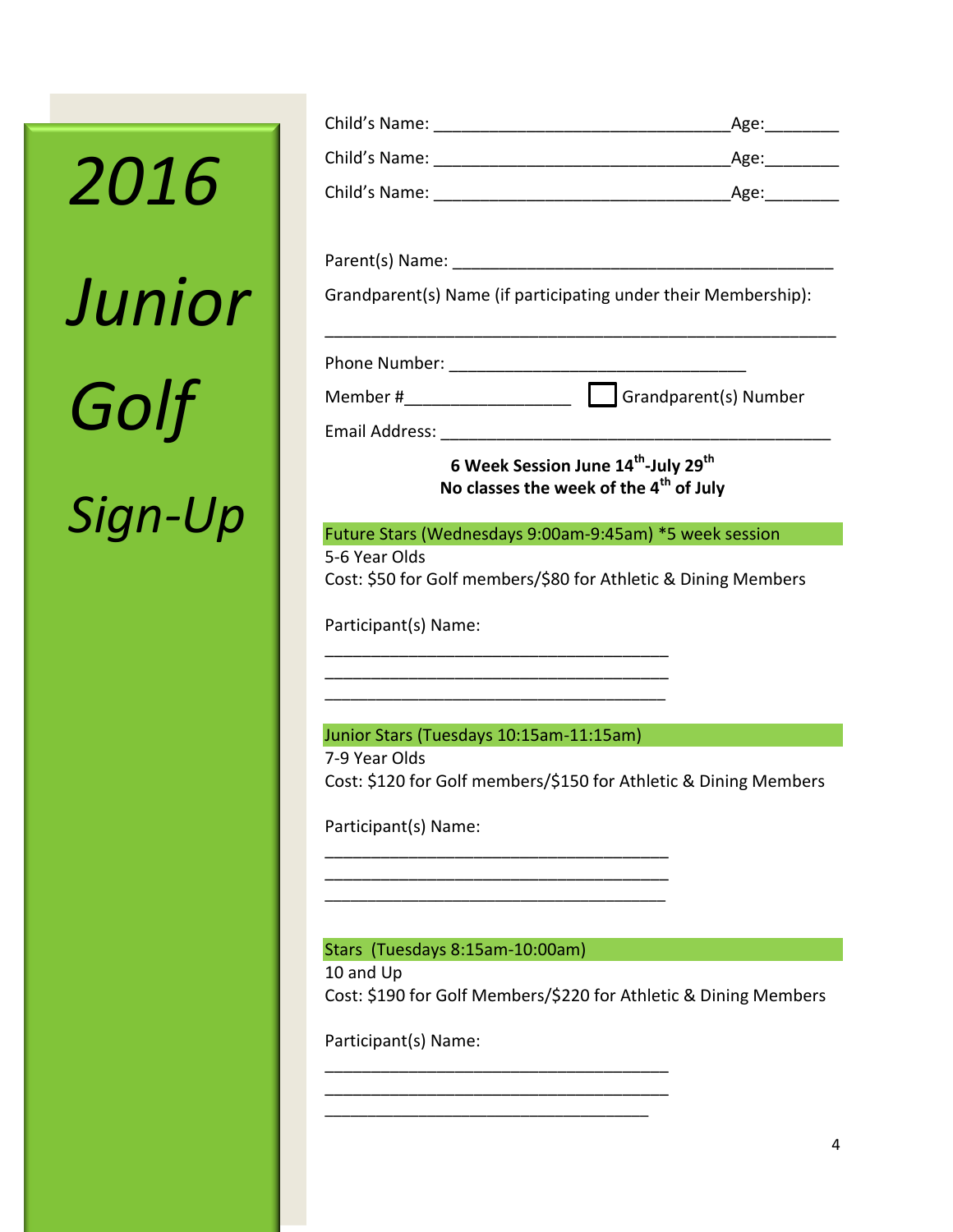# *2016 Junior Golf Sign-Up*

Child's Name: ________________________________Age:________

Child's Name: ________________________________Age:________

Child's Name: ________________________________Age:________

Parent(s) Name: __________________________________________

Grandparent(s) Name (if participating under their Membership):

______________________________________________________

Phone Number: ________________________________

Member #_________________ ☐ Grandparent(s) Number

Email Address: ____________________________________________

**6 Week Session June 14th-July 29th**
**No classes the week of the 4th of July**

## Future Stars (Wednesdays 9:00am-9:45am) *5 week session

5-6 Year Olds

Cost: $50 for Golf members/$80 for Athletic & Dining Members

Participant(s) Name:

_____________________________________

_____________________________________

_____________________________________

## Junior Stars (Tuesdays 10:15am-11:15am)

7-9 Year Olds

Cost: $120 for Golf members/$150 for Athletic & Dining Members

Participant(s) Name:

_____________________________________

_____________________________________

_____________________________________

## Stars (Tuesdays 8:15am-10:00am)

10 and Up

Cost: $190 for Golf Members/$220 for Athletic & Dining Members

Participant(s) Name:

_____________________________________

_____________________________________

_____________________________________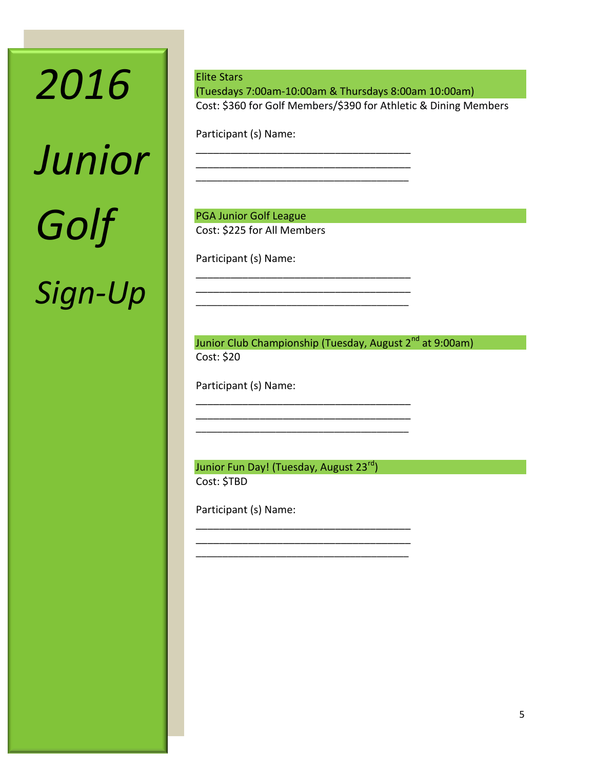# *2016 Junior Golf Sign-Up*

## Elite Stars

(Tuesdays 7:00am-10:00am & Thursdays 8:00am 10:00am)

Cost: $360 for Golf Members/$390 for Athletic & Dining Members

Participant (s) Name:

___________________________________

___________________________________

___________________________________

## PGA Junior Golf League

Cost: $225 for All Members

Participant (s) Name:

___________________________________

___________________________________

___________________________________

## Junior Club Championship (Tuesday, August 2nd at 9:00am)

Cost: $20

Participant (s) Name:

___________________________________

___________________________________

___________________________________

## Junior Fun Day! (Tuesday, August 23rd)

Cost: $TBD

Participant (s) Name:

___________________________________

___________________________________

___________________________________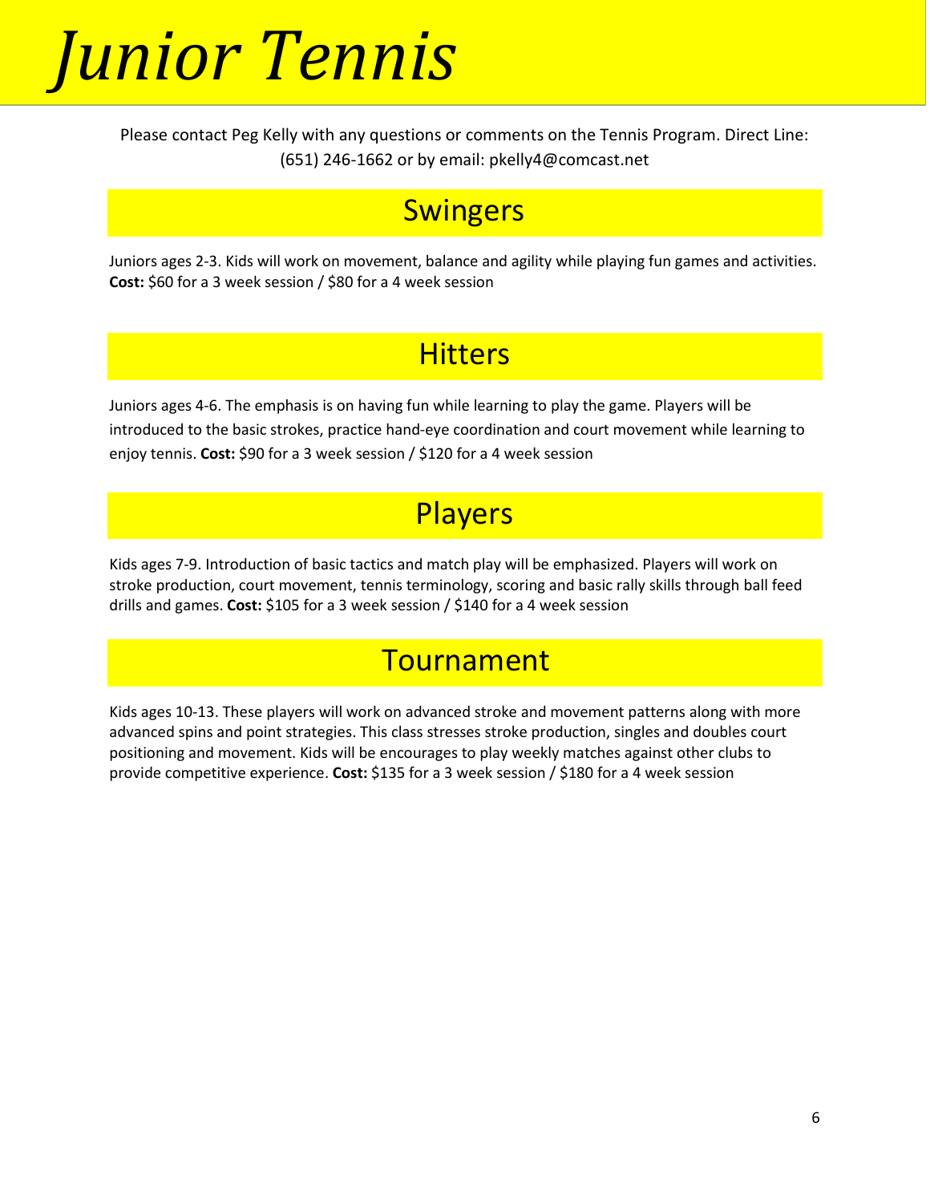# *Junior Tennis*

Please contact Peg Kelly with any questions or comments on the Tennis Program. Direct Line: (651) 246-1662 or by email: pkelly4@comcast.net

## Swingers

Juniors ages 2-3. Kids will work on movement, balance and agility while playing fun games and activities. **Cost:** $60 for a 3 week session / $80 for a 4 week session

## Hitters

Juniors ages 4-6. The emphasis is on having fun while learning to play the game. Players will be introduced to the basic strokes, practice hand-eye coordination and court movement while learning to enjoy tennis. **Cost:** $90 for a 3 week session / $120 for a 4 week session

## Players

Kids ages 7-9. Introduction of basic tactics and match play will be emphasized. Players will work on stroke production, court movement, tennis terminology, scoring and basic rally skills through ball feed drills and games. **Cost:** $105 for a 3 week session / $140 for a 4 week session

## Tournament

Kids ages 10-13. These players will work on advanced stroke and movement patterns along with more advanced spins and point strategies. This class stresses stroke production, singles and doubles court positioning and movement. Kids will be encourages to play weekly matches against other clubs to provide competitive experience. **Cost:** $135 for a 3 week session / $180 for a 4 week session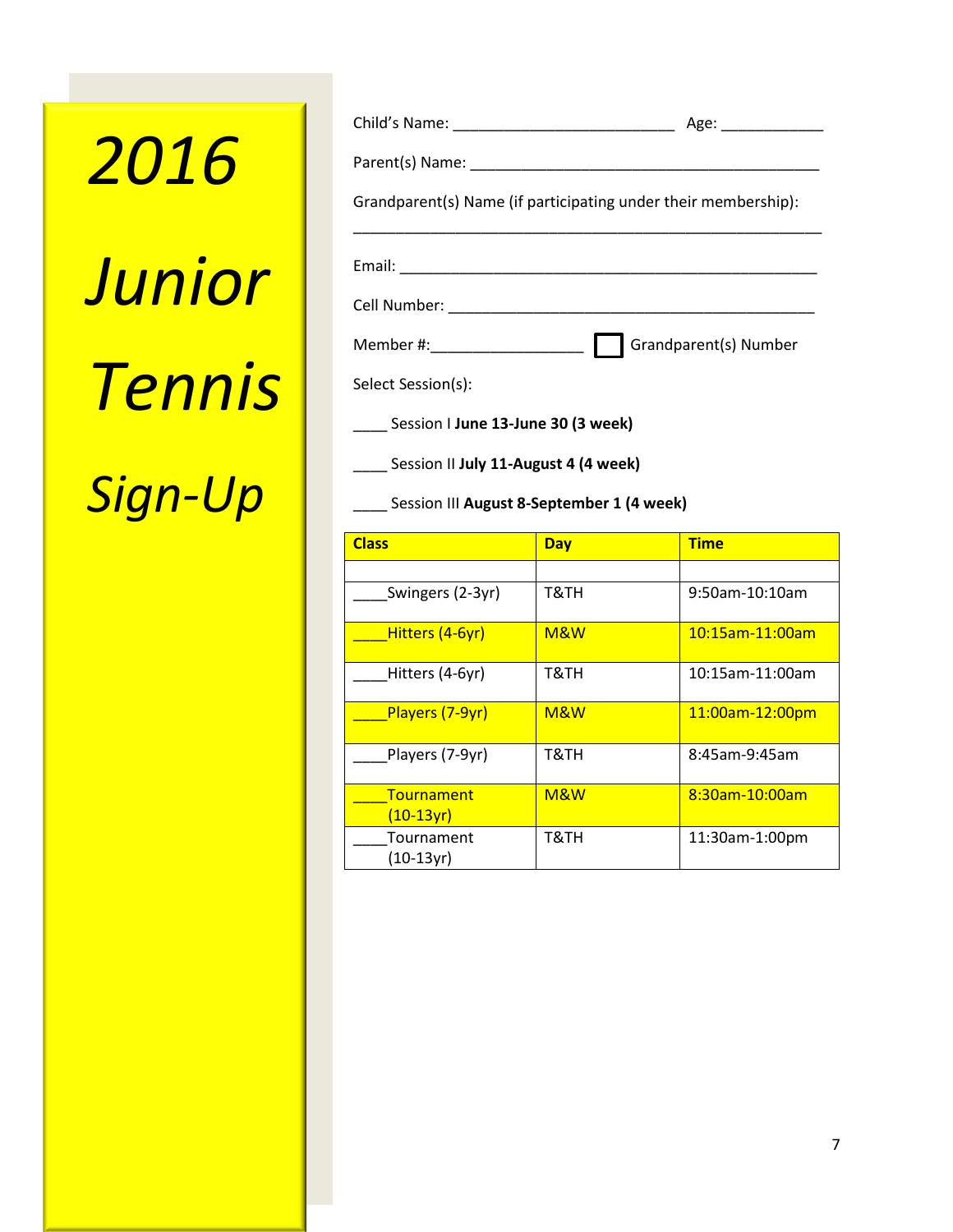# 2016 Junior Tennis Sign-Up

Child's Name: ___________________________ Age: ____________

Parent(s) Name: _________________________________________

Grandparent(s) Name (if participating under their membership):

_________________________________________________________

Email: ___________________________________________________

Cell Number: _____________________________________________

Member #:__________________ ☐ Grandparent(s) Number

Select Session(s):

____ Session I **June 13-June 30 (3 week)**

____ Session II **July 11-August 4 (4 week)**

____ Session III **August 8-September 1 (4 week)**

| Class | Day | Time |
|---|---|---|
| | | |
| ____Swingers (2-3yr) | T&TH | 9:50am-10:10am |
| ____Hitters (4-6yr) | M&W | 10:15am-11:00am |
| ____Hitters (4-6yr) | T&TH | 10:15am-11:00am |
| ____Players (7-9yr) | M&W | 11:00am-12:00pm |
| ____Players (7-9yr) | T&TH | 8:45am-9:45am |
| ____Tournament (10-13yr) | M&W | 8:30am-10:00am |
| ____Tournament (10-13yr) | T&TH | 11:30am-1:00pm |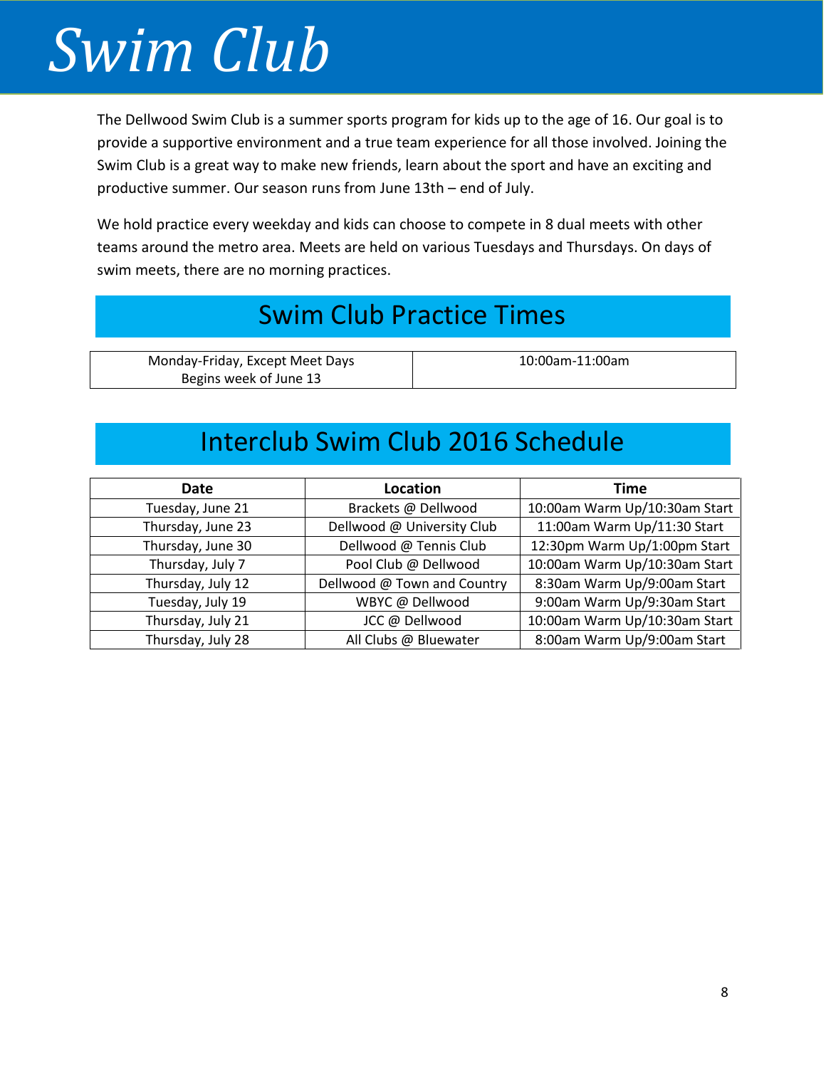# *Swim Club*

The Dellwood Swim Club is a summer sports program for kids up to the age of 16. Our goal is to provide a supportive environment and a true team experience for all those involved. Joining the Swim Club is a great way to make new friends, learn about the sport and have an exciting and productive summer. Our season runs from June 13th – end of July.

We hold practice every weekday and kids can choose to compete in 8 dual meets with other teams around the metro area. Meets are held on various Tuesdays and Thursdays. On days of swim meets, there are no morning practices.

## Swim Club Practice Times

| Monday-Friday, Except Meet Days<br>Begins week of June 13 | 10:00am-11:00am |
|---|---|

## Interclub Swim Club 2016 Schedule

| Date | Location | Time |
|---|---|---|
| Tuesday, June 21 | Brackets @ Dellwood | 10:00am Warm Up/10:30am Start |
| Thursday, June 23 | Dellwood @ University Club | 11:00am Warm Up/11:30 Start |
| Thursday, June 30 | Dellwood @ Tennis Club | 12:30pm Warm Up/1:00pm Start |
| Thursday, July 7 | Pool Club @ Dellwood | 10:00am Warm Up/10:30am Start |
| Thursday, July 12 | Dellwood @ Town and Country | 8:30am Warm Up/9:00am Start |
| Tuesday, July 19 | WBYC @ Dellwood | 9:00am Warm Up/9:30am Start |
| Thursday, July 21 | JCC @ Dellwood | 10:00am Warm Up/10:30am Start |
| Thursday, July 28 | All Clubs @ Bluewater | 8:00am Warm Up/9:00am Start |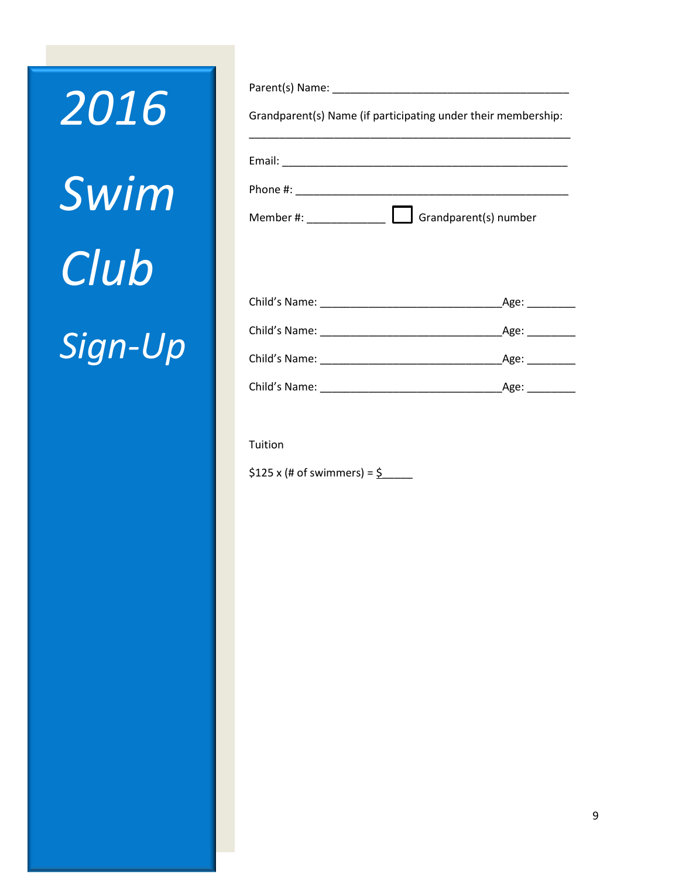# 2016 Swim Club Sign-Up

Parent(s) Name: ________________________________________

Grandparent(s) Name (if participating under their membership:

______________________________________________________

Email: ________________________________________________

Phone #: ______________________________________________

Member #: _____________ ☐ Grandparent(s) number

Child's Name: ______________________________Age: ________

Child's Name: ______________________________Age: ________

Child's Name: ______________________________Age: ________

Child's Name: ______________________________Age: ________

Tuition

$125 x (# of swimmers) = $_____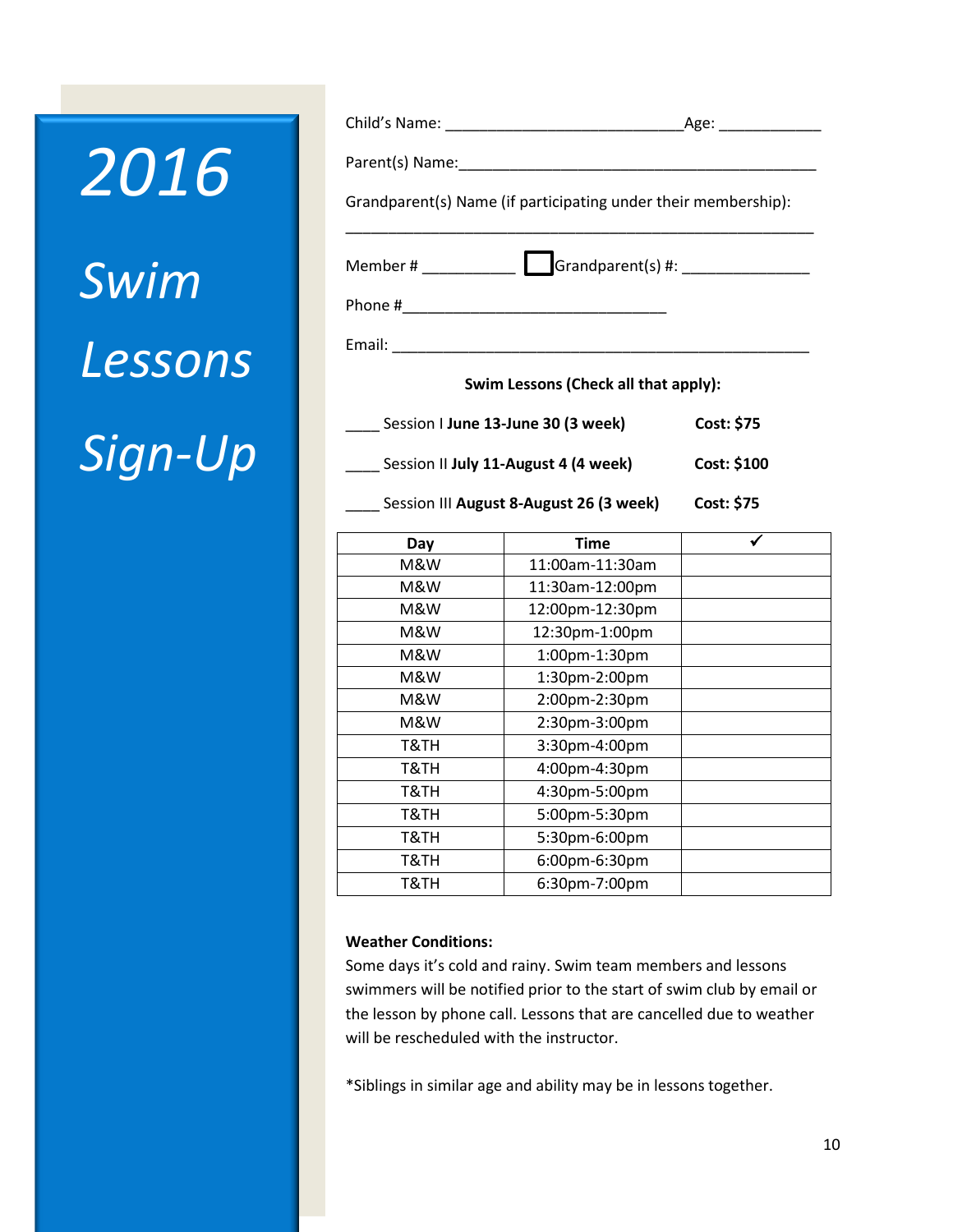# *2016 Swim Lessons Sign-Up*

Child's Name: ___________________________Age: ___________

Parent(s) Name:_________________________________________

Grandparent(s) Name (if participating under their membership):

_____________________________________________________

Member # __________ ☐ Grandparent(s) #: ______________

Phone #_____________________________

Email: _______________________________________________

**Swim Lessons (Check all that apply):**

____ Session I **June 13-June 30 (3 week)** **Cost: $75**

____ Session II **July 11-August 4 (4 week)** **Cost: $100**

____ Session III **August 8-August 26 (3 week)** **Cost: $75**

| Day | Time | ✓ |
|---|---|---|
| M&W | 11:00am-11:30am | |
| M&W | 11:30am-12:00pm | |
| M&W | 12:00pm-12:30pm | |
| M&W | 12:30pm-1:00pm | |
| M&W | 1:00pm-1:30pm | |
| M&W | 1:30pm-2:00pm | |
| M&W | 2:00pm-2:30pm | |
| M&W | 2:30pm-3:00pm | |
| T&TH | 3:30pm-4:00pm | |
| T&TH | 4:00pm-4:30pm | |
| T&TH | 4:30pm-5:00pm | |
| T&TH | 5:00pm-5:30pm | |
| T&TH | 5:30pm-6:00pm | |
| T&TH | 6:00pm-6:30pm | |
| T&TH | 6:30pm-7:00pm | |

**Weather Conditions:**
Some days it's cold and rainy. Swim team members and lessons swimmers will be notified prior to the start of swim club by email or the lesson by phone call. Lessons that are cancelled due to weather will be rescheduled with the instructor.

*Siblings in similar age and ability may be in lessons together.